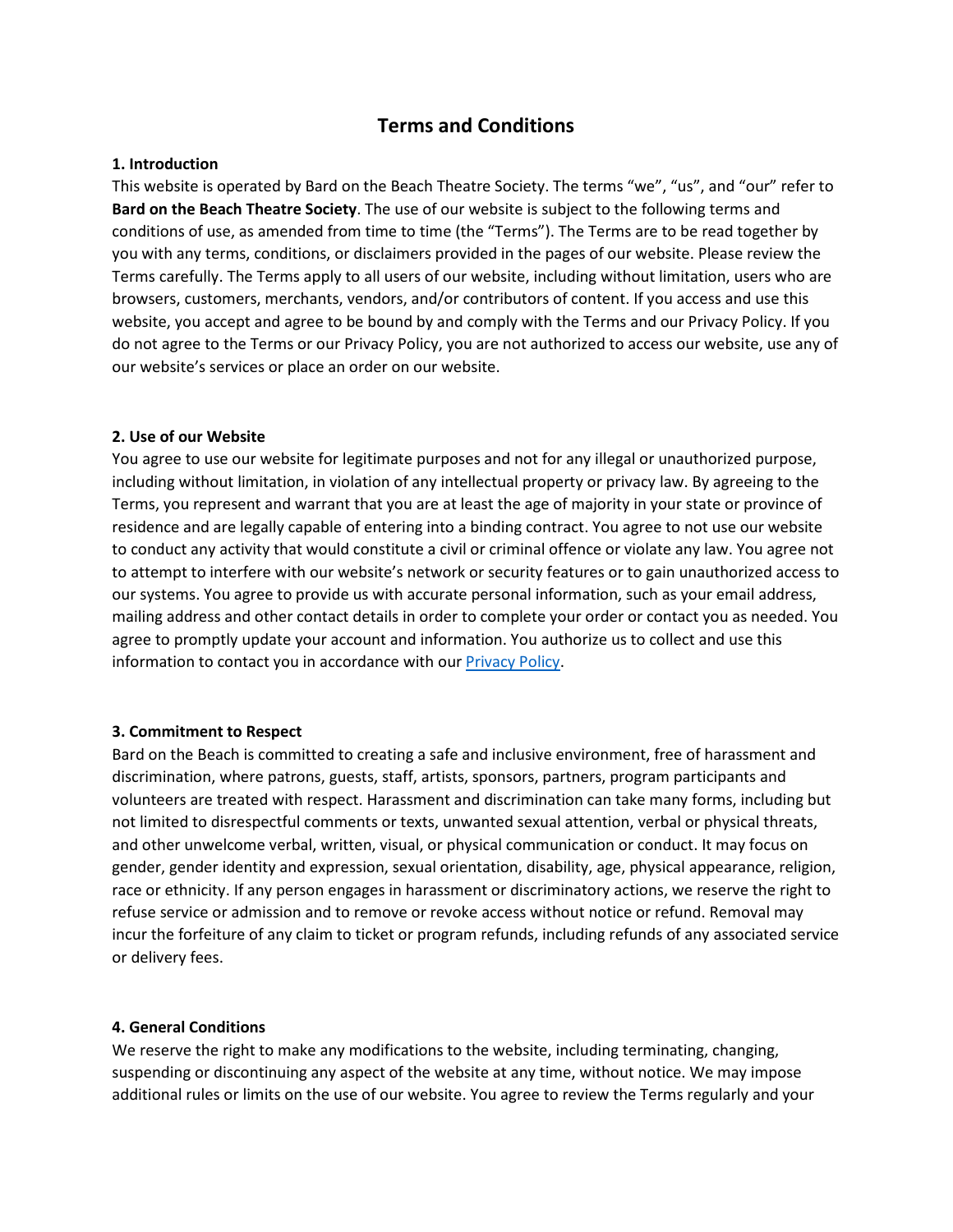# Terms and Conditions

**1. Introduction**

This website is operated by Bard on the Beach Theatre Society. The terms "we", "us", and "our" refer to **Bard on the Beach Theatre Society**. The use of our website is subject to the following terms and conditions of use, as amended from time to time (the "Terms"). The Terms are to be read together by you with any terms, conditions, or disclaimers provided in the pages of our website. Please review the Terms carefully. The Terms apply to all users of our website, including without limitation, users who are browsers, customers, merchants, vendors, and/or contributors of content. If you access and use this website, you accept and agree to be bound by and comply with the Terms and our Privacy Policy. If you do not agree to the Terms or our Privacy Policy, you are not authorized to access our website, use any of our website's services or place an order on our website.

**2. Use of our Website**

You agree to use our website for legitimate purposes and not for any illegal or unauthorized purpose, including without limitation, in violation of any intellectual property or privacy law. By agreeing to the Terms, you represent and warrant that you are at least the age of majority in your state or province of residence and are legally capable of entering into a binding contract. You agree to not use our website to conduct any activity that would constitute a civil or criminal offence or violate any law. You agree not to attempt to interfere with our website's network or security features or to gain unauthorized access to our systems. You agree to provide us with accurate personal information, such as your email address, mailing address and other contact details in order to complete your order or contact you as needed. You agree to promptly update your account and information. You authorize us to collect and use this information to contact you in accordance with our Privacy Policy.

**3. Commitment to Respect**

Bard on the Beach is committed to creating a safe and inclusive environment, free of harassment and discrimination, where patrons, guests, staff, artists, sponsors, partners, program participants and volunteers are treated with respect. Harassment and discrimination can take many forms, including but not limited to disrespectful comments or texts, unwanted sexual attention, verbal or physical threats, and other unwelcome verbal, written, visual, or physical communication or conduct. It may focus on gender, gender identity and expression, sexual orientation, disability, age, physical appearance, religion, race or ethnicity. If any person engages in harassment or discriminatory actions, we reserve the right to refuse service or admission and to remove or revoke access without notice or refund. Removal may incur the forfeiture of any claim to ticket or program refunds, including refunds of any associated service or delivery fees.

**4. General Conditions**

We reserve the right to make any modifications to the website, including terminating, changing, suspending or discontinuing any aspect of the website at any time, without notice. We may impose additional rules or limits on the use of our website. You agree to review the Terms regularly and your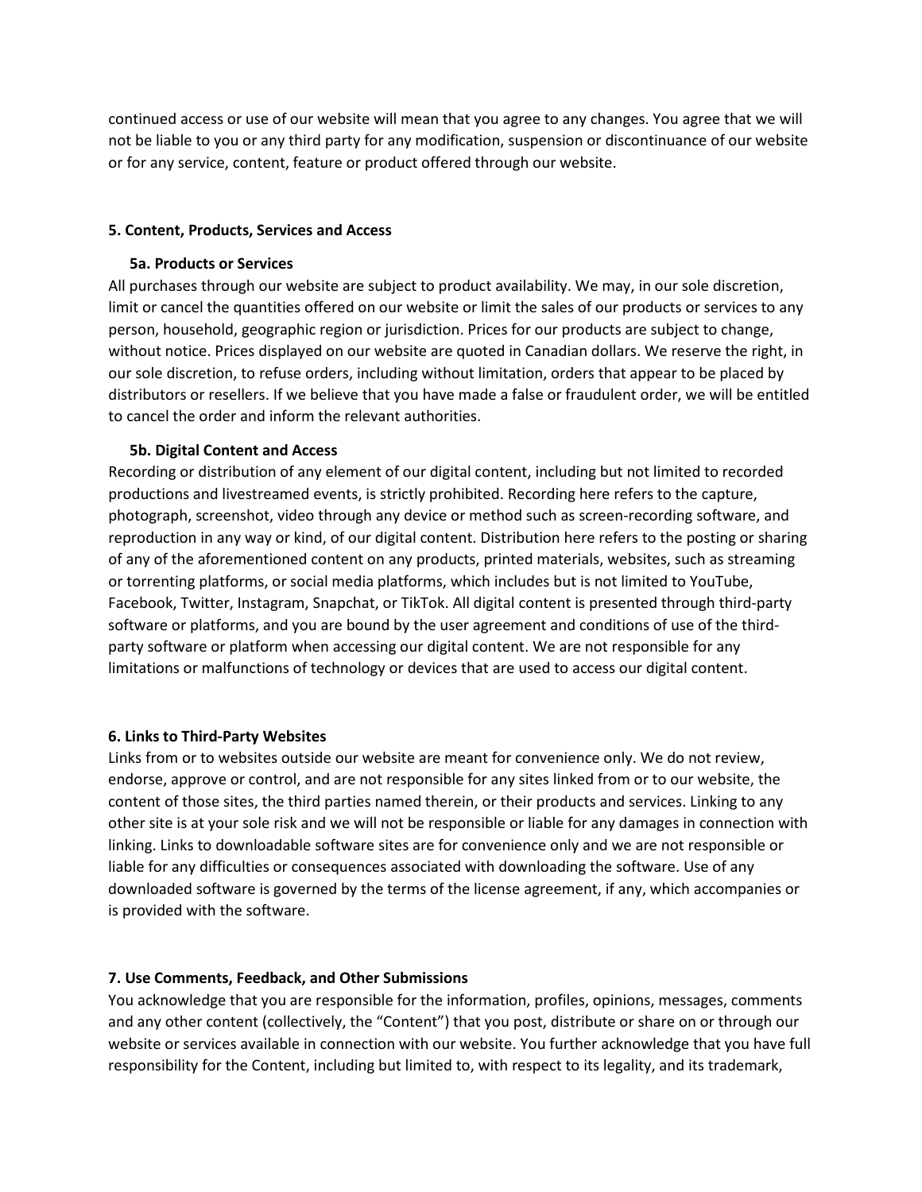continued access or use of our website will mean that you agree to any changes. You agree that we will not be liable to you or any third party for any modification, suspension or discontinuance of our website or for any service, content, feature or product offered through our website.

**5. Content, Products, Services and Access**

**5a. Products or Services**

All purchases through our website are subject to product availability. We may, in our sole discretion, limit or cancel the quantities offered on our website or limit the sales of our products or services to any person, household, geographic region or jurisdiction. Prices for our products are subject to change, without notice. Prices displayed on our website are quoted in Canadian dollars. We reserve the right, in our sole discretion, to refuse orders, including without limitation, orders that appear to be placed by distributors or resellers. If we believe that you have made a false or fraudulent order, we will be entitled to cancel the order and inform the relevant authorities.

**5b. Digital Content and Access**

Recording or distribution of any element of our digital content, including but not limited to recorded productions and livestreamed events, is strictly prohibited. Recording here refers to the capture, photograph, screenshot, video through any device or method such as screen-recording software, and reproduction in any way or kind, of our digital content. Distribution here refers to the posting or sharing of any of the aforementioned content on any products, printed materials, websites, such as streaming or torrenting platforms, or social media platforms, which includes but is not limited to YouTube, Facebook, Twitter, Instagram, Snapchat, or TikTok. All digital content is presented through third-party software or platforms, and you are bound by the user agreement and conditions of use of the third-party software or platform when accessing our digital content. We are not responsible for any limitations or malfunctions of technology or devices that are used to access our digital content.

**6. Links to Third-Party Websites**

Links from or to websites outside our website are meant for convenience only. We do not review, endorse, approve or control, and are not responsible for any sites linked from or to our website, the content of those sites, the third parties named therein, or their products and services. Linking to any other site is at your sole risk and we will not be responsible or liable for any damages in connection with linking. Links to downloadable software sites are for convenience only and we are not responsible or liable for any difficulties or consequences associated with downloading the software. Use of any downloaded software is governed by the terms of the license agreement, if any, which accompanies or is provided with the software.

**7. Use Comments, Feedback, and Other Submissions**

You acknowledge that you are responsible for the information, profiles, opinions, messages, comments and any other content (collectively, the "Content") that you post, distribute or share on or through our website or services available in connection with our website. You further acknowledge that you have full responsibility for the Content, including but limited to, with respect to its legality, and its trademark,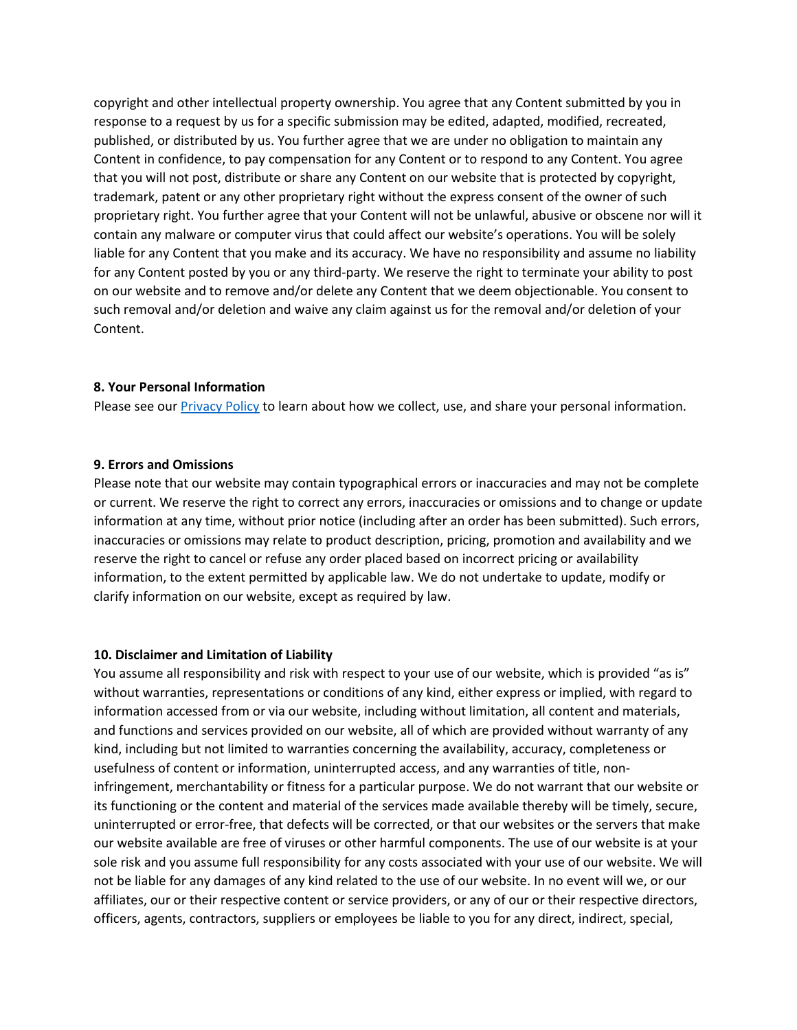copyright and other intellectual property ownership. You agree that any Content submitted by you in response to a request by us for a specific submission may be edited, adapted, modified, recreated, published, or distributed by us. You further agree that we are under no obligation to maintain any Content in confidence, to pay compensation for any Content or to respond to any Content. You agree that you will not post, distribute or share any Content on our website that is protected by copyright, trademark, patent or any other proprietary right without the express consent of the owner of such proprietary right. You further agree that your Content will not be unlawful, abusive or obscene nor will it contain any malware or computer virus that could affect our website's operations. You will be solely liable for any Content that you make and its accuracy. We have no responsibility and assume no liability for any Content posted by you or any third-party. We reserve the right to terminate your ability to post on our website and to remove and/or delete any Content that we deem objectionable. You consent to such removal and/or deletion and waive any claim against us for the removal and/or deletion of your Content.

**8. Your Personal Information**

Please see our Privacy Policy to learn about how we collect, use, and share your personal information.

**9. Errors and Omissions**

Please note that our website may contain typographical errors or inaccuracies and may not be complete or current. We reserve the right to correct any errors, inaccuracies or omissions and to change or update information at any time, without prior notice (including after an order has been submitted). Such errors, inaccuracies or omissions may relate to product description, pricing, promotion and availability and we reserve the right to cancel or refuse any order placed based on incorrect pricing or availability information, to the extent permitted by applicable law. We do not undertake to update, modify or clarify information on our website, except as required by law.

**10. Disclaimer and Limitation of Liability**

You assume all responsibility and risk with respect to your use of our website, which is provided "as is" without warranties, representations or conditions of any kind, either express or implied, with regard to information accessed from or via our website, including without limitation, all content and materials, and functions and services provided on our website, all of which are provided without warranty of any kind, including but not limited to warranties concerning the availability, accuracy, completeness or usefulness of content or information, uninterrupted access, and any warranties of title, non-infringement, merchantability or fitness for a particular purpose. We do not warrant that our website or its functioning or the content and material of the services made available thereby will be timely, secure, uninterrupted or error-free, that defects will be corrected, or that our websites or the servers that make our website available are free of viruses or other harmful components. The use of our website is at your sole risk and you assume full responsibility for any costs associated with your use of our website. We will not be liable for any damages of any kind related to the use of our website. In no event will we, or our affiliates, our or their respective content or service providers, or any of our or their respective directors, officers, agents, contractors, suppliers or employees be liable to you for any direct, indirect, special,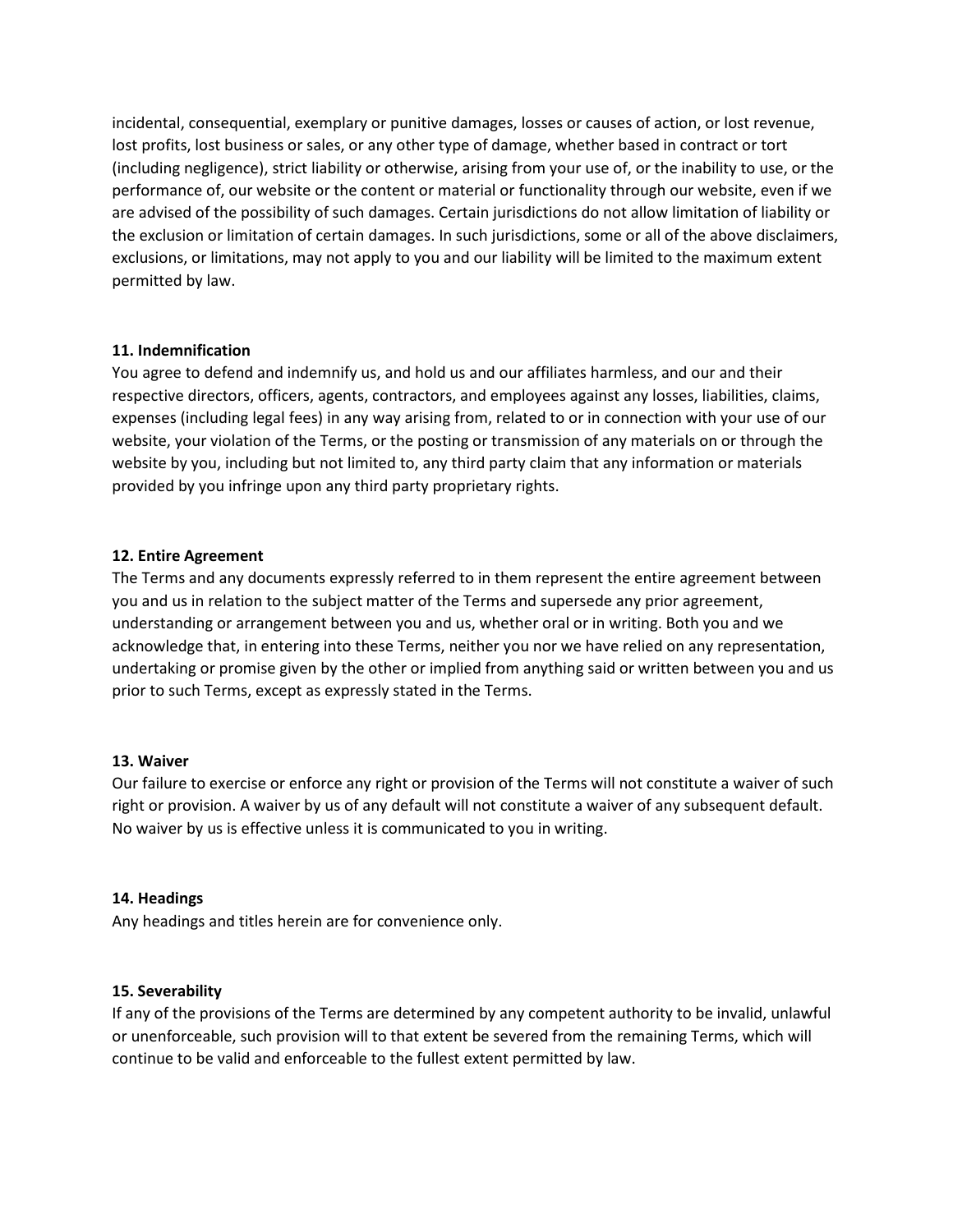incidental, consequential, exemplary or punitive damages, losses or causes of action, or lost revenue, lost profits, lost business or sales, or any other type of damage, whether based in contract or tort (including negligence), strict liability or otherwise, arising from your use of, or the inability to use, or the performance of, our website or the content or material or functionality through our website, even if we are advised of the possibility of such damages. Certain jurisdictions do not allow limitation of liability or the exclusion or limitation of certain damages. In such jurisdictions, some or all of the above disclaimers, exclusions, or limitations, may not apply to you and our liability will be limited to the maximum extent permitted by law.

**11. Indemnification**

You agree to defend and indemnify us, and hold us and our affiliates harmless, and our and their respective directors, officers, agents, contractors, and employees against any losses, liabilities, claims, expenses (including legal fees) in any way arising from, related to or in connection with your use of our website, your violation of the Terms, or the posting or transmission of any materials on or through the website by you, including but not limited to, any third party claim that any information or materials provided by you infringe upon any third party proprietary rights.

**12. Entire Agreement**

The Terms and any documents expressly referred to in them represent the entire agreement between you and us in relation to the subject matter of the Terms and supersede any prior agreement, understanding or arrangement between you and us, whether oral or in writing. Both you and we acknowledge that, in entering into these Terms, neither you nor we have relied on any representation, undertaking or promise given by the other or implied from anything said or written between you and us prior to such Terms, except as expressly stated in the Terms.

**13. Waiver**

Our failure to exercise or enforce any right or provision of the Terms will not constitute a waiver of such right or provision. A waiver by us of any default will not constitute a waiver of any subsequent default. No waiver by us is effective unless it is communicated to you in writing.

**14. Headings**

Any headings and titles herein are for convenience only.

**15. Severability**

If any of the provisions of the Terms are determined by any competent authority to be invalid, unlawful or unenforceable, such provision will to that extent be severed from the remaining Terms, which will continue to be valid and enforceable to the fullest extent permitted by law.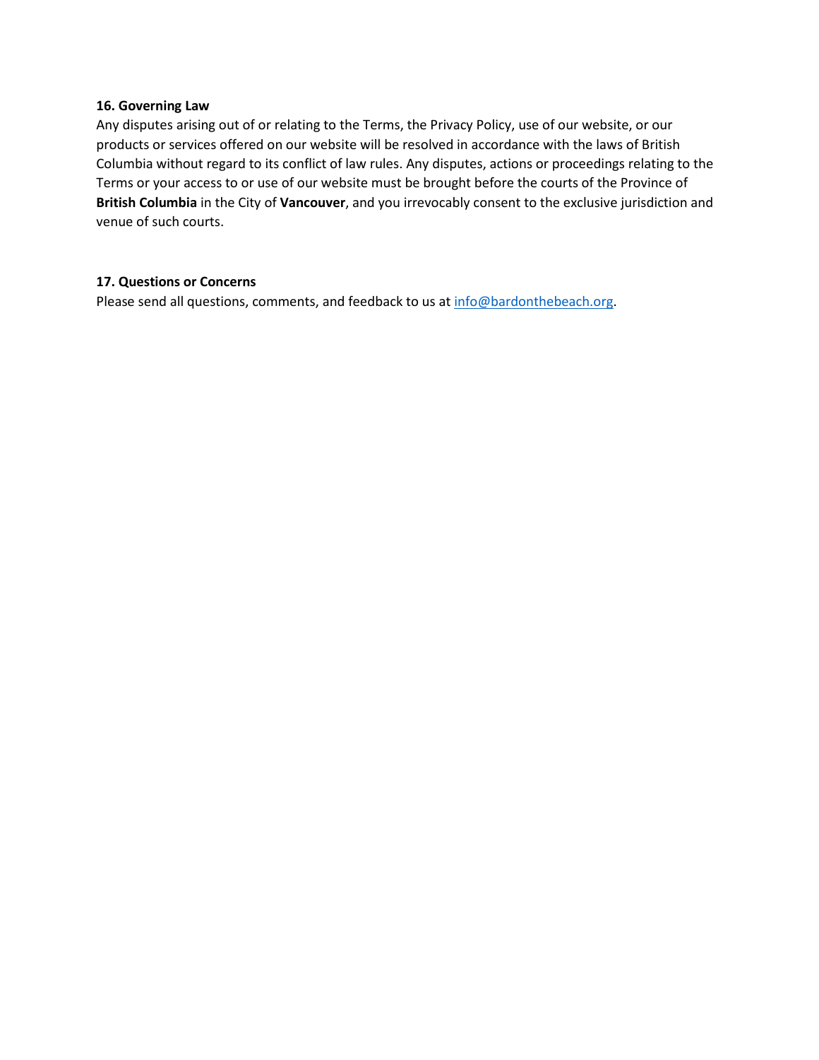**16. Governing Law**

Any disputes arising out of or relating to the Terms, the Privacy Policy, use of our website, or our products or services offered on our website will be resolved in accordance with the laws of British Columbia without regard to its conflict of law rules. Any disputes, actions or proceedings relating to the Terms or your access to or use of our website must be brought before the courts of the Province of **British Columbia** in the City of **Vancouver**, and you irrevocably consent to the exclusive jurisdiction and venue of such courts.

**17. Questions or Concerns**

Please send all questions, comments, and feedback to us at [info@bardonthebeach.org](mailto:info@bardonthebeach.org).